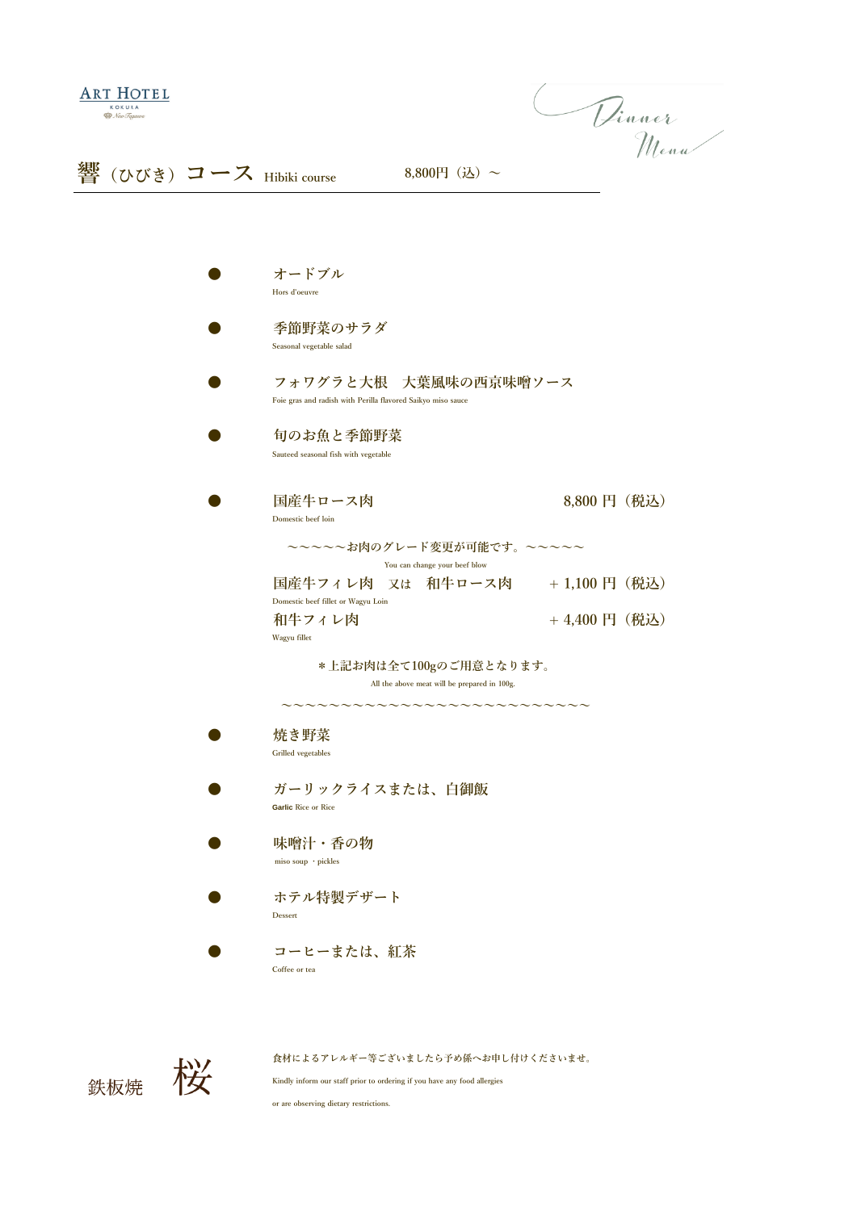ART HOTEL
KOKURA
New Otani

Dinner Menu

# 響（ひびき）コース Hibiki course　8,800円（込）～

- オードブル
  Hors d'oeuvre

- 季節野菜のサラダ
  Seasonal vegetable salad

- フォワグラと大根　大葉風味の西京味噌ソース
  Foie gras and radish with Perilla flavored Saikyo miso sauce

- 旬のお魚と季節野菜
  Sauteed seasonal fish with vegetable

- 国産牛ロース肉　8,800 円（税込）
  Domestic beef loin

～～～～～お肉のグレード変更が可能です。～～～～～
You can change your beef blow

国産牛フィレ肉　又は　和牛ロース肉　＋1,100 円（税込）
Domestic beef fillet or Wagyu Loin

和牛フィレ肉　＋4,400 円（税込）
Wagyu fillet

＊上記お肉は全て100gのご用意となります。
All the above meat will be prepared in 100g.

～～～～～～～～～～～～～～～～～～～～～～～～～～～

- 焼き野菜
  Grilled vegetables

- ガーリックライスまたは、白御飯
  Garlic Rice or Rice

- 味噌汁・香の物
  miso soup ・pickles

- ホテル特製デザート
  Dessert

- コーヒーまたは、紅茶
  Coffee or tea

鉄板焼　桜

食材によるアレルギー等ございましたら予め係へお申し付けくださいませ。

Kindly inform our staff prior to ordering if you have any food allergies

or are observing dietary restrictions.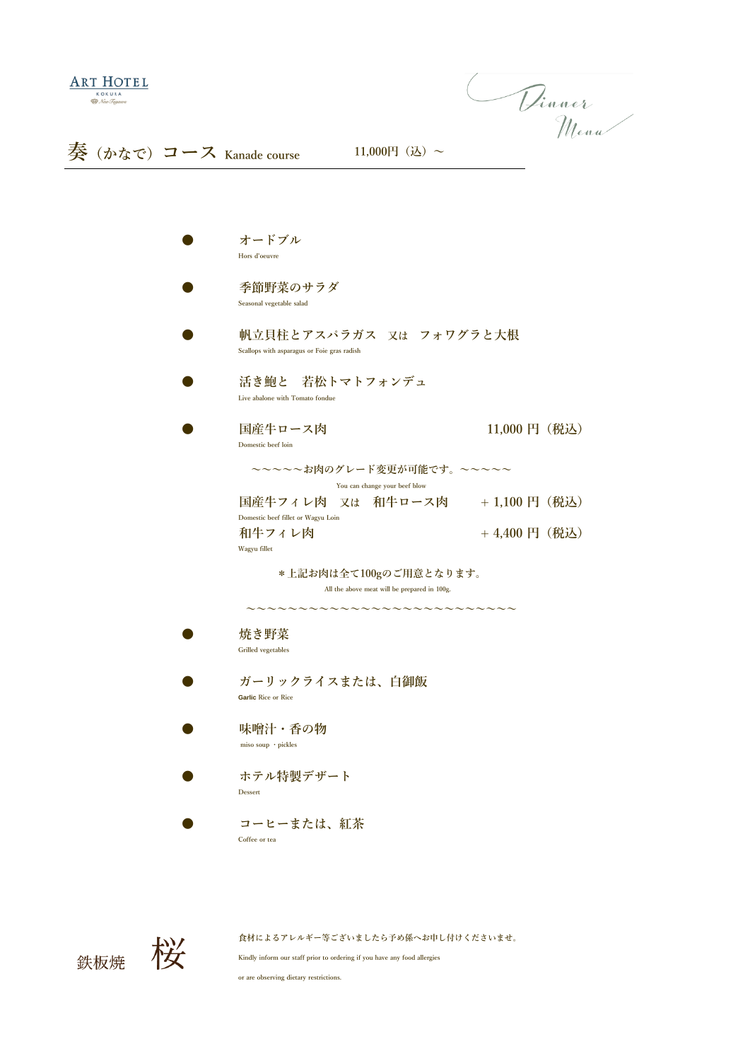ART HOTEL
KOKURA
New Otani

Dinner Menu

# 奏（かなで）コース Kanade course　　11,000円（込）～

- **オードブル**
  Hors d'oeuvre

- **季節野菜のサラダ**
  Seasonal vegetable salad

- **帆立貝柱とアスパラガス　又は　フォワグラと大根**
  Scallops with asparagus or Foie gras radish

- **活き鮑と　若松トマトフォンデュ**
  Live abalone with Tomato fondue

- **国産牛ロース肉**　　11,000 円（税込）
  Domestic beef loin

～～～～～お肉のグレード変更が可能です。～～～～～
You can change your beef blow

国産牛フィレ肉　又は　和牛ロース肉　　＋ 1,100 円（税込）
Domestic beef fillet or Wagyu Loin

和牛フィレ肉　　＋ 4,400 円（税込）
Wagyu fillet

＊上記お肉は全て100gのご用意となります。
All the above meat will be prepared in 100g.

～～～～～～～～～～～～～～～～～～～～～～～～～～～

- **焼き野菜**
  Grilled vegetables

- **ガーリックライスまたは、白御飯**
  Garlic Rice or Rice

- **味噌汁・香の物**
  miso soup ・pickles

- **ホテル特製デザート**
  Dessert

- **コーヒーまたは、紅茶**
  Coffee or tea

鉄板焼　桜

食材によるアレルギー等ございましたら予め係へお申し付けくださいませ。

Kindly inform our staff prior to ordering if you have any food allergies

or are observing dietary restrictions.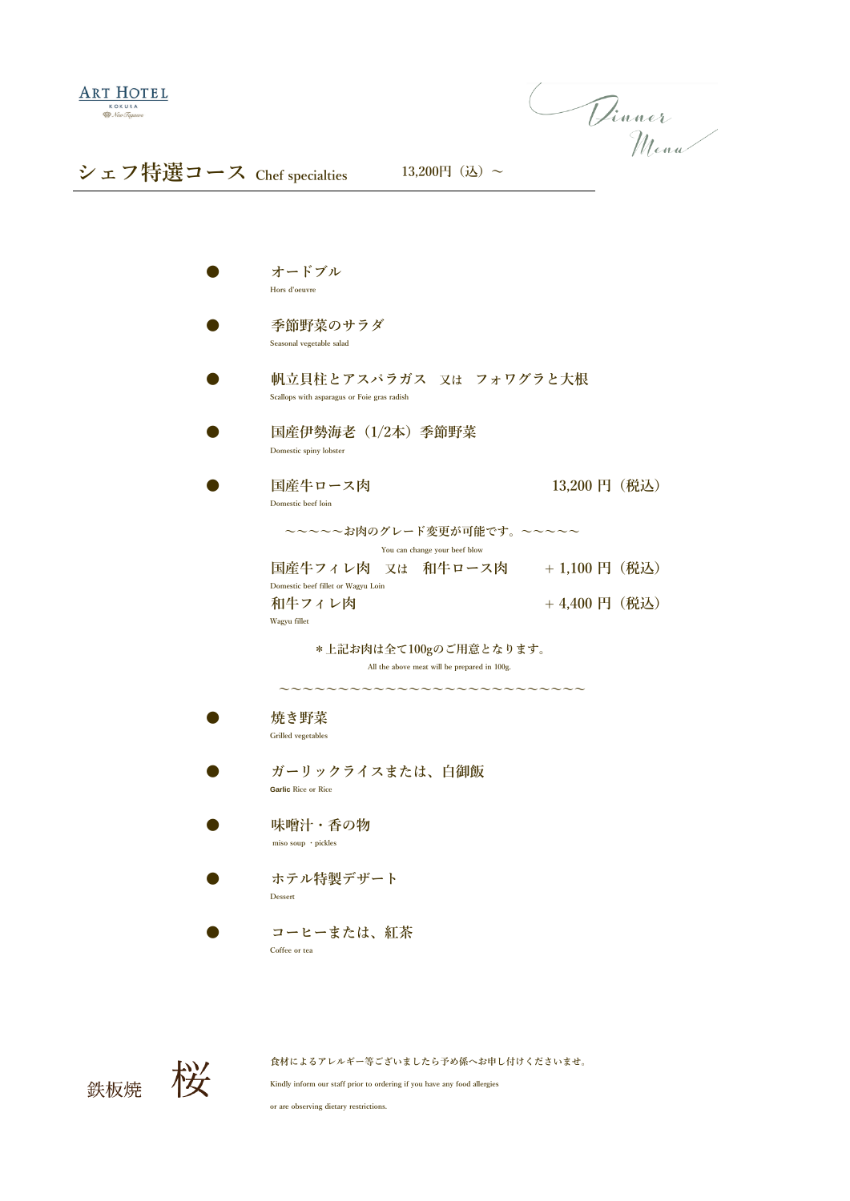ART HOTEL
KOKURA
New Tagawa

Dinner Menu

## シェフ特選コース Chef specialties　13,200円（込）～

- オードブル
  Hors d'oeuvre

- 季節野菜のサラダ
  Seasonal vegetable salad

- 帆立貝柱とアスパラガス　又は　フォワグラと大根
  Scallops with asparagus or Foie gras radish

- 国産伊勢海老（1/2本）季節野菜
  Domestic spiny lobster

- 国産牛ロース肉　13,200 円（税込）
  Domestic beef loin

～～～～～お肉のグレード変更が可能です。～～～～～
You can change your beef blow

国産牛フィレ肉　又は　和牛ロース肉　＋ 1,100 円（税込）
Domestic beef fillet or Wagyu Loin

和牛フィレ肉　＋ 4,400 円（税込）
Wagyu fillet

＊上記お肉は全て100gのご用意となります。
All the above meat will be prepared in 100g.

～～～～～～～～～～～～～～～～～～～～～～～～～～～

- 焼き野菜
  Grilled vegetables

- ガーリックライスまたは、白御飯
  **Garlic** Rice or Rice

- 味噌汁・香の物
  miso soup ・pickles

- ホテル特製デザート
  Dessert

- コーヒーまたは、紅茶
  Coffee or tea

鉄板焼　桜

食材によるアレルギー等ございましたら予め係へお申し付けくださいませ。
Kindly inform our staff prior to ordering if you have any food allergies
or are observing dietary restrictions.